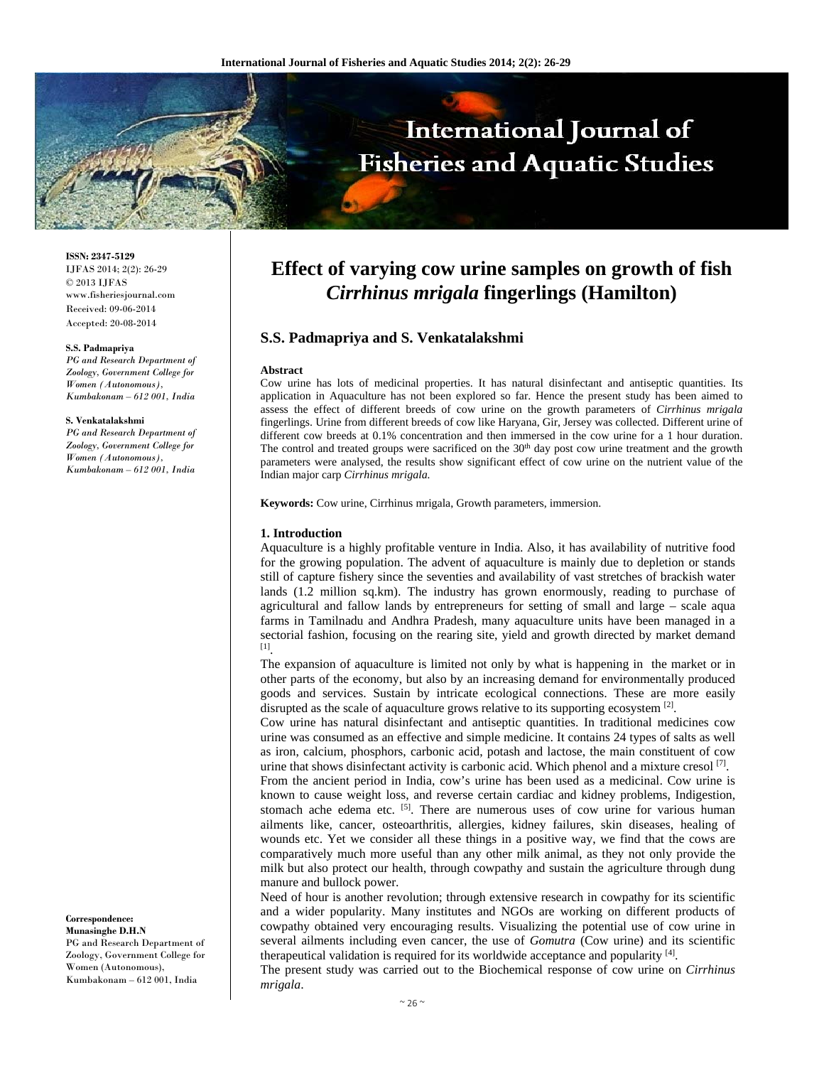**ISSN: 2347-5129**
IJFAS 2014; 2(2): 26-29
© 2013 IJFAS
www.fisheriesjournal.com
Received: 09-06-2014
Accepted: 20-08-2014

**S.S. Padmapriya**
*PG and Research Department of Zoology, Government College for Women (Autonomous), Kumbakonam – 612 001, India*

**S. Venkatalakshmi**
*PG and Research Department of Zoology, Government College for Women (Autonomous), Kumbakonam – 612 001, India*

**Correspondence:**
**Munasinghe D.H.N**
PG and Research Department of Zoology, Government College for Women (Autonomous), Kumbakonam – 612 001, India

# Effect of varying cow urine samples on growth of fish *Cirrhinus mrigala* fingerlings (Hamilton)

## S.S. Padmapriya and S. Venkatalakshmi

**Abstract**

Cow urine has lots of medicinal properties. It has natural disinfectant and antiseptic quantities. Its application in Aquaculture has not been explored so far. Hence the present study has been aimed to assess the effect of different breeds of cow urine on the growth parameters of *Cirrhinus mrigala* fingerlings. Urine from different breeds of cow like Haryana, Gir, Jersey was collected. Different urine of different cow breeds at 0.1% concentration and then immersed in the cow urine for a 1 hour duration. The control and treated groups were sacrificed on the 30[th] day post cow urine treatment and the growth parameters were analysed, the results show significant effect of cow urine on the nutrient value of the Indian major carp *Cirrhinus mrigala.*

**Keywords:** Cow urine, Cirrhinus mrigala, Growth parameters, immersion.

### 1. Introduction

Aquaculture is a highly profitable venture in India. Also, it has availability of nutritive food for the growing population. The advent of aquaculture is mainly due to depletion or stands still of capture fishery since the seventies and availability of vast stretches of brackish water lands (1.2 million sq.km). The industry has grown enormously, reading to purchase of agricultural and fallow lands by entrepreneurs for setting of small and large – scale aqua farms in Tamilnadu and Andhra Pradesh, many aquaculture units have been managed in a sectorial fashion, focusing on the rearing site, yield and growth directed by market demand [1].

The expansion of aquaculture is limited not only by what is happening in the market or in other parts of the economy, but also by an increasing demand for environmentally produced goods and services. Sustain by intricate ecological connections. These are more easily disrupted as the scale of aquaculture grows relative to its supporting ecosystem [2].

Cow urine has natural disinfectant and antiseptic quantities. In traditional medicines cow urine was consumed as an effective and simple medicine. It contains 24 types of salts as well as iron, calcium, phosphors, carbonic acid, potash and lactose, the main constituent of cow urine that shows disinfectant activity is carbonic acid. Which phenol and a mixture cresol [7].

From the ancient period in India, cow's urine has been used as a medicinal. Cow urine is known to cause weight loss, and reverse certain cardiac and kidney problems, Indigestion, stomach ache edema etc. [5]. There are numerous uses of cow urine for various human ailments like, cancer, osteoarthritis, allergies, kidney failures, skin diseases, healing of wounds etc. Yet we consider all these things in a positive way, we find that the cows are comparatively much more useful than any other milk animal, as they not only provide the milk but also protect our health, through cowpathy and sustain the agriculture through dung manure and bullock power.

Need of hour is another revolution; through extensive research in cowpathy for its scientific and a wider popularity. Many institutes and NGOs are working on different products of cowpathy obtained very encouraging results. Visualizing the potential use of cow urine in several ailments including even cancer, the use of *Gomutra* (Cow urine) and its scientific therapeutical validation is required for its worldwide acceptance and popularity [4].

The present study was carried out to the Biochemical response of cow urine on *Cirrhinus mrigala*.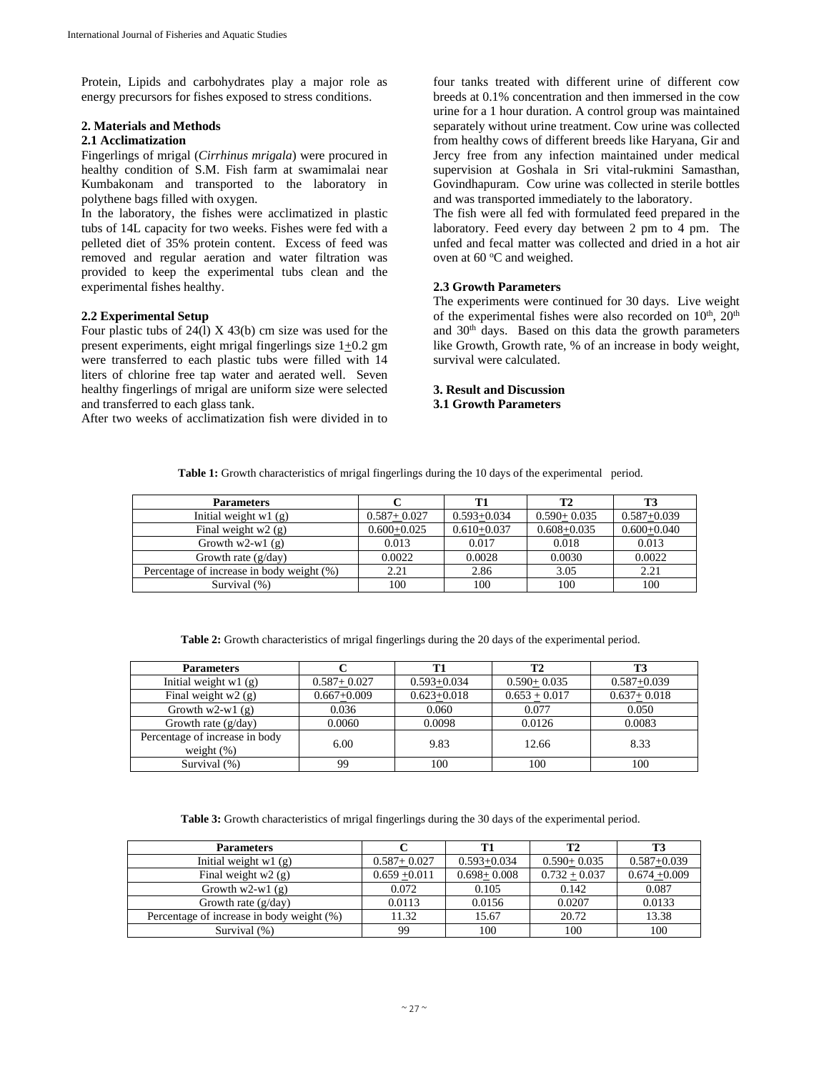Protein, Lipids and carbohydrates play a major role as energy precursors for fishes exposed to stress conditions.

## 2. Materials and Methods

### 2.1 Acclimatization

Fingerlings of mrigal (*Cirrhinus mrigala*) were procured in healthy condition of S.M. Fish farm at swamimalai near Kumbakonam and transported to the laboratory in polythene bags filled with oxygen.

In the laboratory, the fishes were acclimatized in plastic tubs of 14L capacity for two weeks. Fishes were fed with a pelleted diet of 35% protein content. Excess of feed was removed and regular aeration and water filtration was provided to keep the experimental tubs clean and the experimental fishes healthy.

### 2.2 Experimental Setup

Four plastic tubs of 24(l) X 43(b) cm size was used for the present experiments, eight mrigal fingerlings size 1±0.2 gm were transferred to each plastic tubs were filled with 14 liters of chlorine free tap water and aerated well. Seven healthy fingerlings of mrigal are uniform size were selected and transferred to each glass tank.

After two weeks of acclimatization fish were divided in to four tanks treated with different urine of different cow breeds at 0.1% concentration and then immersed in the cow urine for a 1 hour duration. A control group was maintained separately without urine treatment. Cow urine was collected from healthy cows of different breeds like Haryana, Gir and Jercy free from any infection maintained under medical supervision at Goshala in Sri vital-rukmini Samasthan, Govindhapuram. Cow urine was collected in sterile bottles and was transported immediately to the laboratory.

The fish were all fed with formulated feed prepared in the laboratory. Feed every day between 2 pm to 4 pm. The unfed and fecal matter was collected and dried in a hot air oven at 60 °C and weighed.

### 2.3 Growth Parameters

The experiments were continued for 30 days. Live weight of the experimental fishes were also recorded on 10th, 20th and 30th days. Based on this data the growth parameters like Growth, Growth rate, % of an increase in body weight, survival were calculated.

## 3. Result and Discussion

### 3.1 Growth Parameters

**Table 1:** Growth characteristics of mrigal fingerlings during the 10 days of the experimental period.

| Parameters | C | T1 | T2 | T3 |
|---|---|---|---|---|
| Initial weight w1 (g) | 0.587± 0.027 | 0.593±0.034 | 0.590± 0.035 | 0.587±0.039 |
| Final weight w2 (g) | 0.600±0.025 | 0.610±0.037 | 0.608±0.035 | 0.600±0.040 |
| Growth w2-w1 (g) | 0.013 | 0.017 | 0.018 | 0.013 |
| Growth rate (g/day) | 0.0022 | 0.0028 | 0.0030 | 0.0022 |
| Percentage of increase in body weight (%) | 2.21 | 2.86 | 3.05 | 2.21 |
| Survival (%) | 100 | 100 | 100 | 100 |

**Table 2:** Growth characteristics of mrigal fingerlings during the 20 days of the experimental period.

| Parameters | C | T1 | T2 | T3 |
|---|---|---|---|---|
| Initial weight w1 (g) | 0.587± 0.027 | 0.593±0.034 | 0.590± 0.035 | 0.587±0.039 |
| Final weight w2 (g) | 0.667±0.009 | 0.623±0.018 | 0.653 ± 0.017 | 0.637± 0.018 |
| Growth w2-w1 (g) | 0.036 | 0.060 | 0.077 | 0.050 |
| Growth rate (g/day) | 0.0060 | 0.0098 | 0.0126 | 0.0083 |
| Percentage of increase in body weight (%) | 6.00 | 9.83 | 12.66 | 8.33 |
| Survival (%) | 99 | 100 | 100 | 100 |

**Table 3:** Growth characteristics of mrigal fingerlings during the 30 days of the experimental period.

| Parameters | C | T1 | T2 | T3 |
|---|---|---|---|---|
| Initial weight w1 (g) | 0.587± 0.027 | 0.593±0.034 | 0.590± 0.035 | 0.587±0.039 |
| Final weight w2 (g) | 0.659 ±0.011 | 0.698± 0.008 | 0.732 ± 0.037 | 0.674 ±0.009 |
| Growth w2-w1 (g) | 0.072 | 0.105 | 0.142 | 0.087 |
| Growth rate (g/day) | 0.0113 | 0.0156 | 0.0207 | 0.0133 |
| Percentage of increase in body weight (%) | 11.32 | 15.67 | 20.72 | 13.38 |
| Survival (%) | 99 | 100 | 100 | 100 |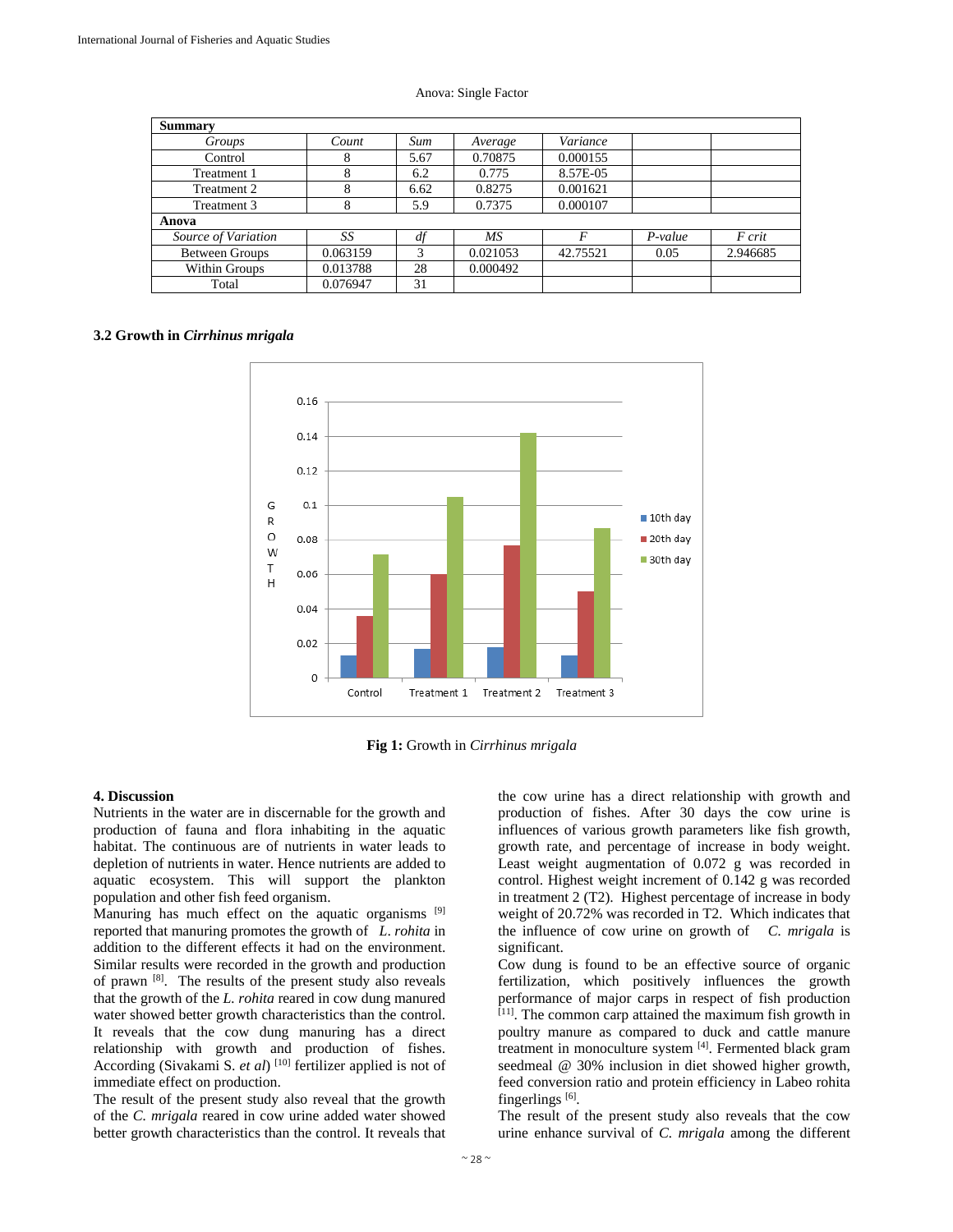Anova: Single Factor

| **Summary** | | | | | | |
|---|---|---|---|---|---|---|
| *Groups* | *Count* | *Sum* | *Average* | *Variance* | | |
| Control | 8 | 5.67 | 0.70875 | 0.000155 | | |
| Treatment 1 | 8 | 6.2 | 0.775 | 8.57E-05 | | |
| Treatment 2 | 8 | 6.62 | 0.8275 | 0.001621 | | |
| Treatment 3 | 8 | 5.9 | 0.7375 | 0.000107 | | |
| **Anova** | | | | | | |
| *Source of Variation* | *SS* | *df* | *MS* | *F* | *P-value* | *F crit* |
| Between Groups | 0.063159 | 3 | 0.021053 | 42.75521 | 0.05 | 2.946685 |
| Within Groups | 0.013788 | 28 | 0.000492 | | | |
| Total | 0.076947 | 31 | | | | |

### 3.2 Growth in *Cirrhinus mrigala*

**Fig 1:** Growth in *Cirrhinus mrigala*

## 4. Discussion

Nutrients in the water are in discernable for the growth and production of fauna and flora inhabiting in the aquatic habitat. The continuous are of nutrients in water leads to depletion of nutrients in water. Hence nutrients are added to aquatic ecosystem. This will support the plankton population and other fish feed organism.

Manuring has much effect on the aquatic organisms [9] reported that manuring promotes the growth of *L. rohita* in addition to the different effects it had on the environment. Similar results were recorded in the growth and production of prawn [8]. The results of the present study also reveals that the growth of the *L. rohita* reared in cow dung manured water showed better growth characteristics than the control. It reveals that the cow dung manuring has a direct relationship with growth and production of fishes. According (Sivakami S. *et al*) [10] fertilizer applied is not of immediate effect on production.

The result of the present study also reveal that the growth of the *C. mrigala* reared in cow urine added water showed better growth characteristics than the control. It reveals that the cow urine has a direct relationship with growth and production of fishes. After 30 days the cow urine is influences of various growth parameters like fish growth, growth rate, and percentage of increase in body weight. Least weight augmentation of 0.072 g was recorded in control. Highest weight increment of 0.142 g was recorded in treatment 2 (T2). Highest percentage of increase in body weight of 20.72% was recorded in T2. Which indicates that the influence of cow urine on growth of *C. mrigala* is significant.

Cow dung is found to be an effective source of organic fertilization, which positively influences the growth performance of major carps in respect of fish production [11]. The common carp attained the maximum fish growth in poultry manure as compared to duck and cattle manure treatment in monoculture system [4]. Fermented black gram seedmeal @ 30% inclusion in diet showed higher growth, feed conversion ratio and protein efficiency in Labeo rohita fingerlings [6].

The result of the present study also reveals that the cow urine enhance survival of *C. mrigala* among the different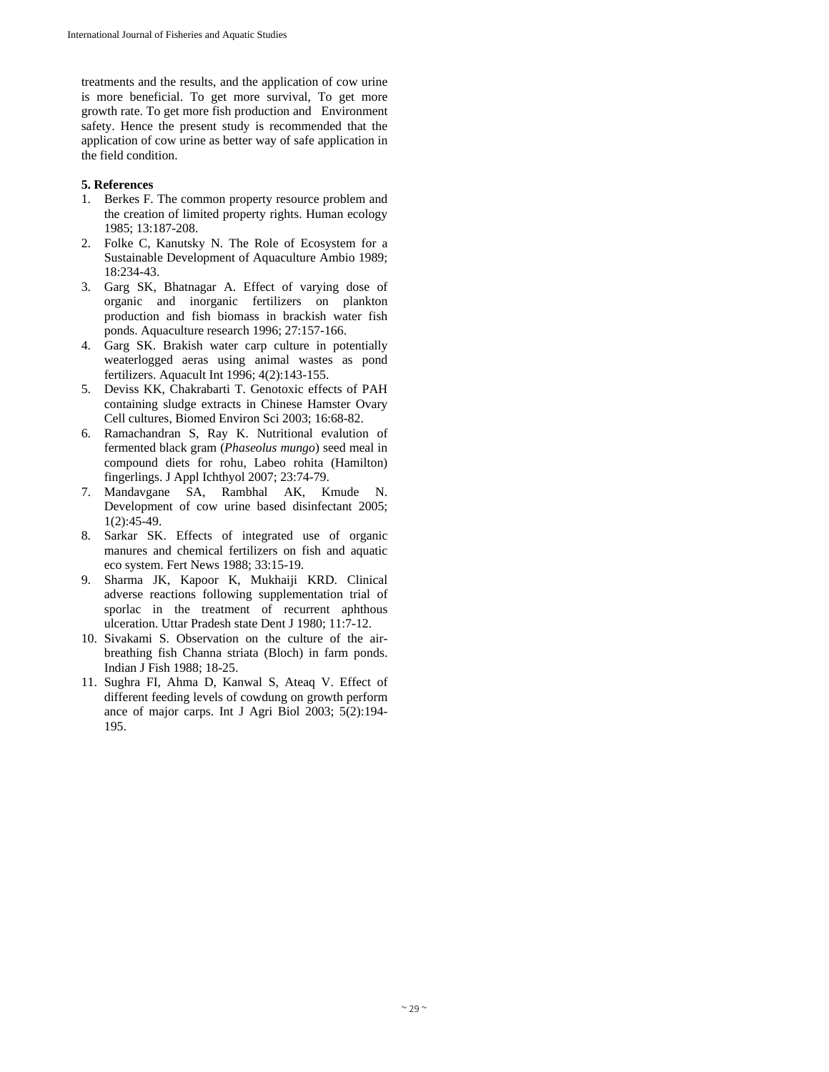treatments and the results, and the application of cow urine is more beneficial. To get more survival, To get more growth rate. To get more fish production and Environment safety. Hence the present study is recommended that the application of cow urine as better way of safe application in the field condition.

**5. References**

1. Berkes F. The common property resource problem and the creation of limited property rights. Human ecology 1985; 13:187-208.
2. Folke C, Kanutsky N. The Role of Ecosystem for a Sustainable Development of Aquaculture Ambio 1989; 18:234-43.
3. Garg SK, Bhatnagar A. Effect of varying dose of organic and inorganic fertilizers on plankton production and fish biomass in brackish water fish ponds. Aquaculture research 1996; 27:157-166.
4. Garg SK. Brakish water carp culture in potentially weaterlogged aeras using animal wastes as pond fertilizers. Aquacult Int 1996; 4(2):143-155.
5. Deviss KK, Chakrabarti T. Genotoxic effects of PAH containing sludge extracts in Chinese Hamster Ovary Cell cultures, Biomed Environ Sci 2003; 16:68-82.
6. Ramachandran S, Ray K. Nutritional evalution of fermented black gram (*Phaseolus mungo*) seed meal in compound diets for rohu, Labeo rohita (Hamilton) fingerlings. J Appl Ichthyol 2007; 23:74-79.
7. Mandavgane SA, Rambhal AK, Kmude N. Development of cow urine based disinfectant 2005; 1(2):45-49.
8. Sarkar SK. Effects of integrated use of organic manures and chemical fertilizers on fish and aquatic eco system. Fert News 1988; 33:15-19.
9. Sharma JK, Kapoor K, Mukhaiji KRD. Clinical adverse reactions following supplementation trial of sporlac in the treatment of recurrent aphthous ulceration. Uttar Pradesh state Dent J 1980; 11:7-12.
10. Sivakami S. Observation on the culture of the air-breathing fish Channa striata (Bloch) in farm ponds. Indian J Fish 1988; 18-25.
11. Sughra FI, Ahma D, Kanwal S, Ateaq V. Effect of different feeding levels of cowdung on growth perform ance of major carps. Int J Agri Biol 2003; 5(2):194-195.